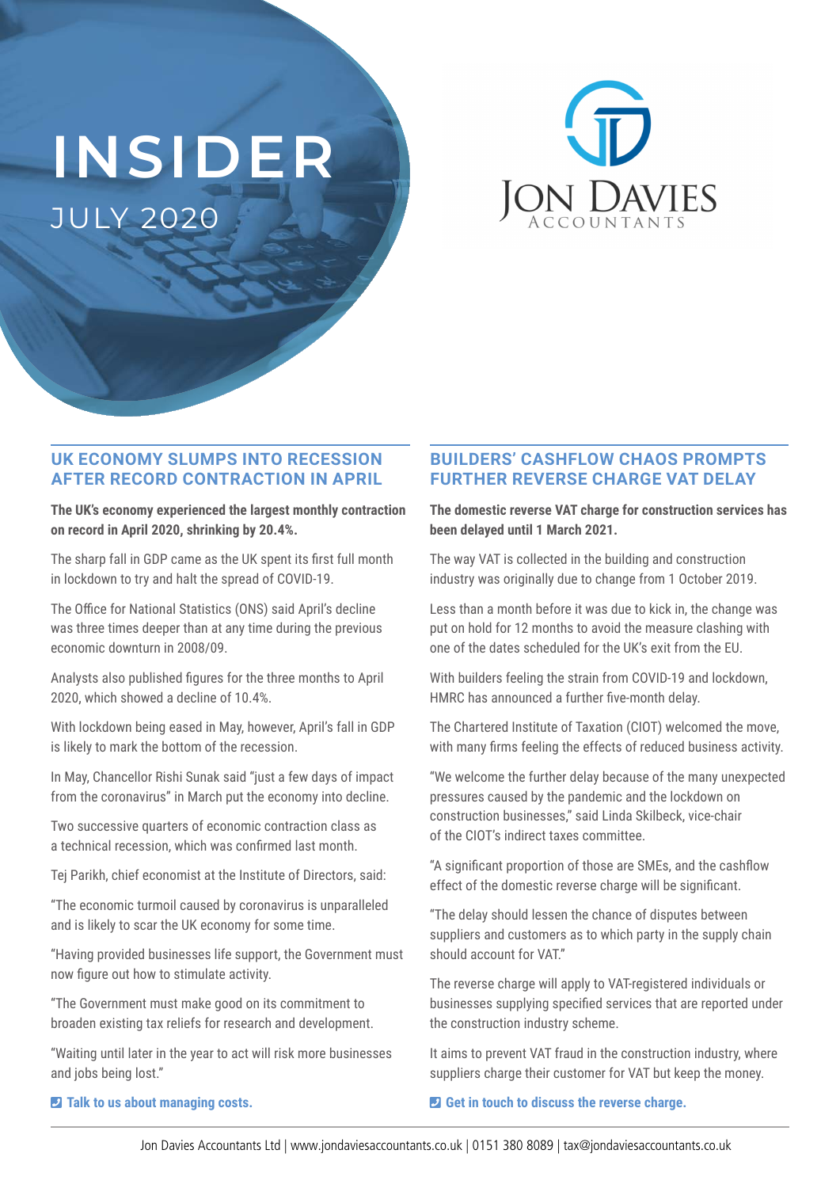# INSIDER

JULY 2020

Jon Davies Accountants

## UK ECONOMY SLUMPS INTO RECESSION AFTER RECORD CONTRACTION IN APRIL

**The UK's economy experienced the largest monthly contraction on record in April 2020, shrinking by 20.4%.**

The sharp fall in GDP came as the UK spent its first full month in lockdown to try and halt the spread of COVID-19.

The Office for National Statistics (ONS) said April's decline was three times deeper than at any time during the previous economic downturn in 2008/09.

Analysts also published figures for the three months to April 2020, which showed a decline of 10.4%.

With lockdown being eased in May, however, April's fall in GDP is likely to mark the bottom of the recession.

In May, Chancellor Rishi Sunak said "just a few days of impact from the coronavirus" in March put the economy into decline.

Two successive quarters of economic contraction class as a technical recession, which was confirmed last month.

Tej Parikh, chief economist at the Institute of Directors, said:

"The economic turmoil caused by coronavirus is unparalleled and is likely to scar the UK economy for some time.

"Having provided businesses life support, the Government must now figure out how to stimulate activity.

"The Government must make good on its commitment to broaden existing tax reliefs for research and development.

"Waiting until later in the year to act will risk more businesses and jobs being lost."

**Talk to us about managing costs.**

## BUILDERS' CASHFLOW CHAOS PROMPTS FURTHER REVERSE CHARGE VAT DELAY

**The domestic reverse VAT charge for construction services has been delayed until 1 March 2021.**

The way VAT is collected in the building and construction industry was originally due to change from 1 October 2019.

Less than a month before it was due to kick in, the change was put on hold for 12 months to avoid the measure clashing with one of the dates scheduled for the UK's exit from the EU.

With builders feeling the strain from COVID-19 and lockdown, HMRC has announced a further five-month delay.

The Chartered Institute of Taxation (CIOT) welcomed the move, with many firms feeling the effects of reduced business activity.

"We welcome the further delay because of the many unexpected pressures caused by the pandemic and the lockdown on construction businesses," said Linda Skilbeck, vice-chair of the CIOT's indirect taxes committee.

"A significant proportion of those are SMEs, and the cashflow effect of the domestic reverse charge will be significant.

"The delay should lessen the chance of disputes between suppliers and customers as to which party in the supply chain should account for VAT."

The reverse charge will apply to VAT-registered individuals or businesses supplying specified services that are reported under the construction industry scheme.

It aims to prevent VAT fraud in the construction industry, where suppliers charge their customer for VAT but keep the money.

**Get in touch to discuss the reverse charge.**

Jon Davies Accountants Ltd | www.jondaviesaccountants.co.uk | 0151 380 8089 | tax@jondaviesaccountants.co.uk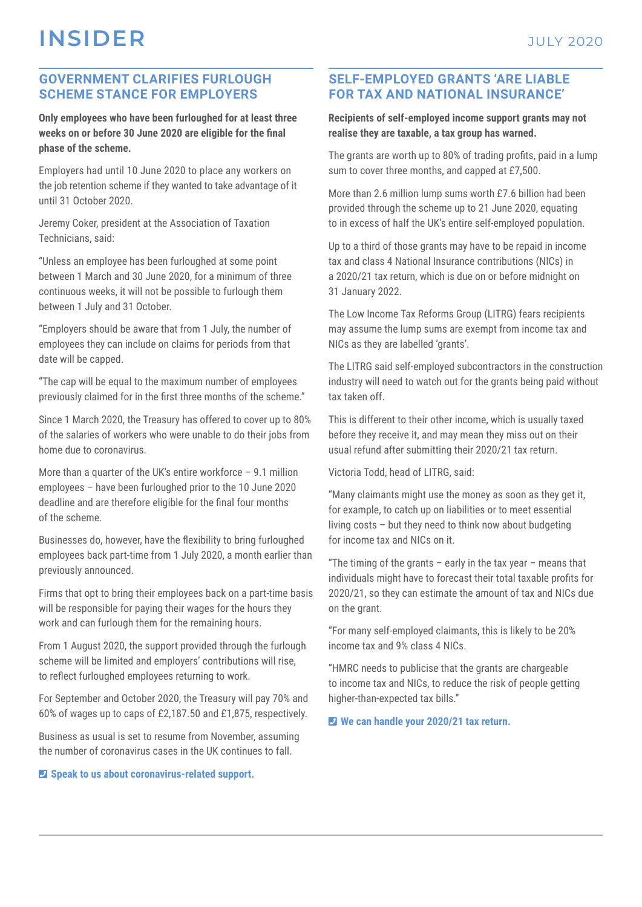## GOVERNMENT CLARIFIES FURLOUGH SCHEME STANCE FOR EMPLOYERS

**Only employees who have been furloughed for at least three weeks on or before 30 June 2020 are eligible for the final phase of the scheme.**

Employers had until 10 June 2020 to place any workers on the job retention scheme if they wanted to take advantage of it until 31 October 2020.

Jeremy Coker, president at the Association of Taxation Technicians, said:

"Unless an employee has been furloughed at some point between 1 March and 30 June 2020, for a minimum of three continuous weeks, it will not be possible to furlough them between 1 July and 31 October.

"Employers should be aware that from 1 July, the number of employees they can include on claims for periods from that date will be capped.

"The cap will be equal to the maximum number of employees previously claimed for in the first three months of the scheme."

Since 1 March 2020, the Treasury has offered to cover up to 80% of the salaries of workers who were unable to do their jobs from home due to coronavirus.

More than a quarter of the UK's entire workforce – 9.1 million employees – have been furloughed prior to the 10 June 2020 deadline and are therefore eligible for the final four months of the scheme.

Businesses do, however, have the flexibility to bring furloughed employees back part-time from 1 July 2020, a month earlier than previously announced.

Firms that opt to bring their employees back on a part-time basis will be responsible for paying their wages for the hours they work and can furlough them for the remaining hours.

From 1 August 2020, the support provided through the furlough scheme will be limited and employers' contributions will rise, to reflect furloughed employees returning to work.

For September and October 2020, the Treasury will pay 70% and 60% of wages up to caps of £2,187.50 and £1,875, respectively.

Business as usual is set to resume from November, assuming the number of coronavirus cases in the UK continues to fall.

**Speak to us about coronavirus-related support.**

## SELF-EMPLOYED GRANTS 'ARE LIABLE FOR TAX AND NATIONAL INSURANCE'

**Recipients of self-employed income support grants may not realise they are taxable, a tax group has warned.**

The grants are worth up to 80% of trading profits, paid in a lump sum to cover three months, and capped at £7,500.

More than 2.6 million lump sums worth £7.6 billion had been provided through the scheme up to 21 June 2020, equating to in excess of half the UK's entire self-employed population.

Up to a third of those grants may have to be repaid in income tax and class 4 National Insurance contributions (NICs) in a 2020/21 tax return, which is due on or before midnight on 31 January 2022.

The Low Income Tax Reforms Group (LITRG) fears recipients may assume the lump sums are exempt from income tax and NICs as they are labelled 'grants'.

The LITRG said self-employed subcontractors in the construction industry will need to watch out for the grants being paid without tax taken off.

This is different to their other income, which is usually taxed before they receive it, and may mean they miss out on their usual refund after submitting their 2020/21 tax return.

Victoria Todd, head of LITRG, said:

"Many claimants might use the money as soon as they get it, for example, to catch up on liabilities or to meet essential living costs – but they need to think now about budgeting for income tax and NICs on it.

"The timing of the grants – early in the tax year – means that individuals might have to forecast their total taxable profits for 2020/21, so they can estimate the amount of tax and NICs due on the grant.

"For many self-employed claimants, this is likely to be 20% income tax and 9% class 4 NICs.

"HMRC needs to publicise that the grants are chargeable to income tax and NICs, to reduce the risk of people getting higher-than-expected tax bills."

**We can handle your 2020/21 tax return.**